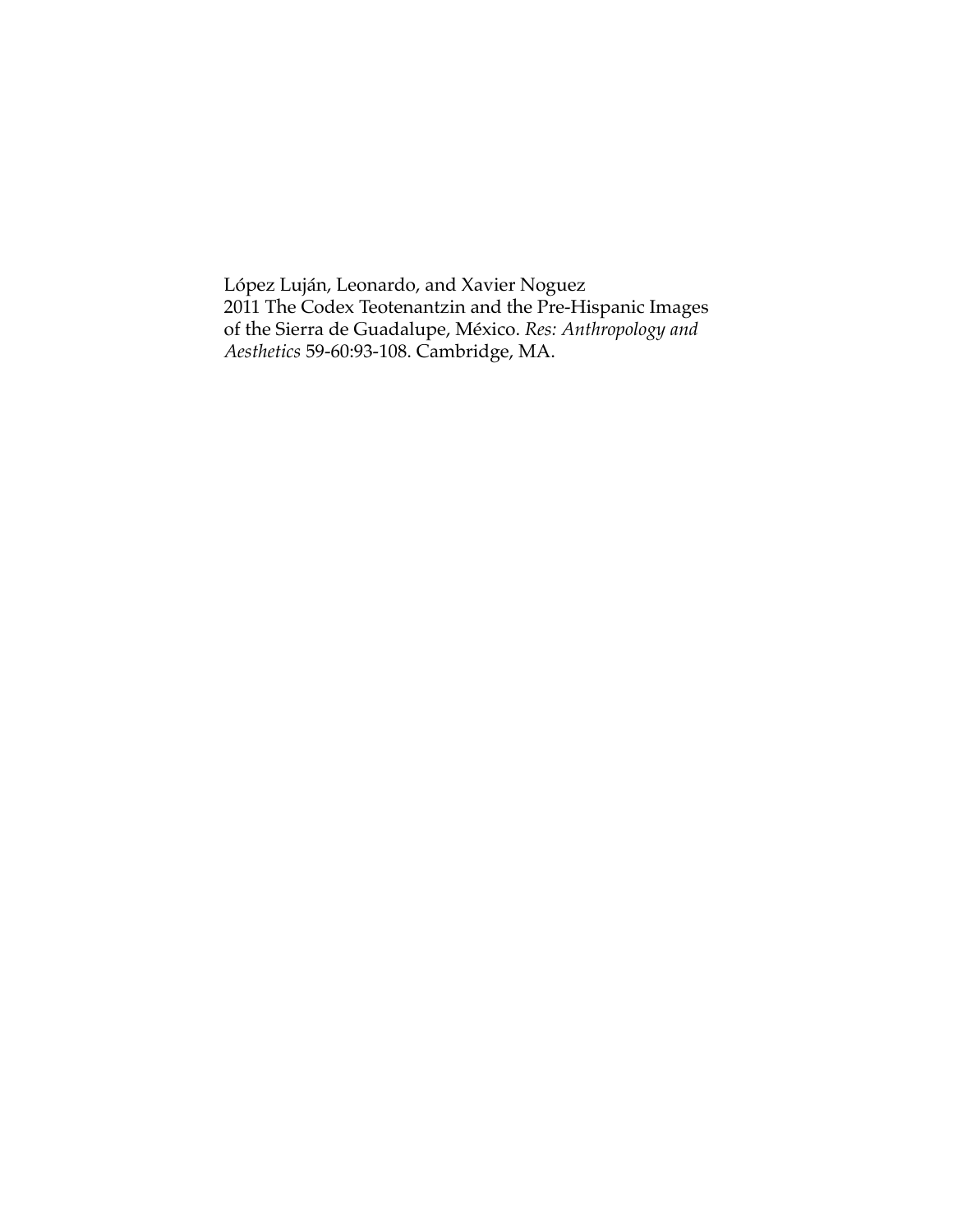López Luján, Leonardo, and Xavier Noguez
2011 The Codex Teotenantzin and the Pre-Hispanic Images of the Sierra de Guadalupe, México. *Res: Anthropology and Aesthetics* 59-60:93-108. Cambridge, MA.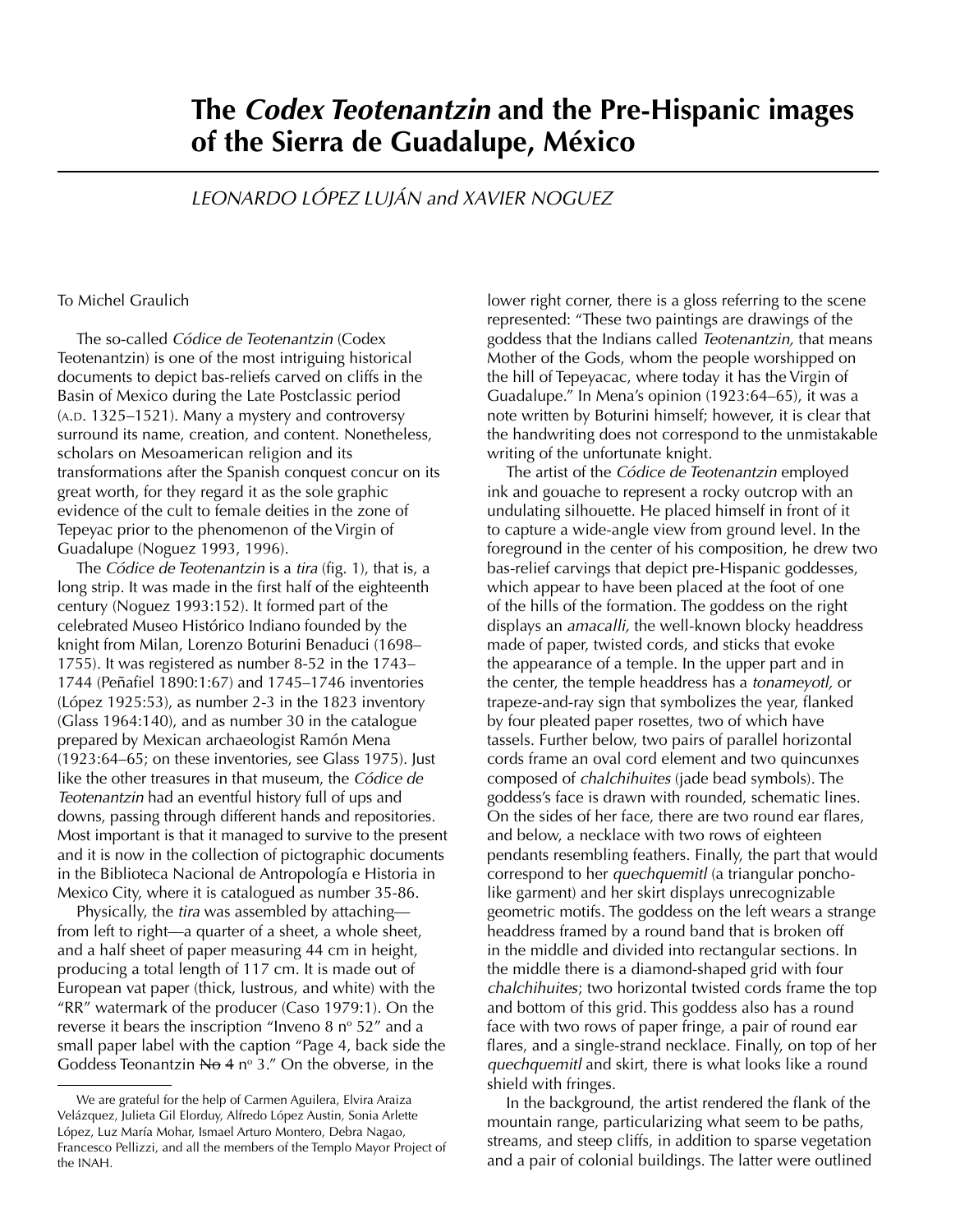# The *Codex Teotenantzin* and the Pre-Hispanic images of the Sierra de Guadalupe, México

*LEONARDO LÓPEZ LUJÁN and XAVIER NOGUEZ*

To Michel Graulich

The so-called *Códice de Teotenantzin* (Codex Teotenantzin) is one of the most intriguing historical documents to depict bas-reliefs carved on cliffs in the Basin of Mexico during the Late Postclassic period (A.D. 1325–1521). Many a mystery and controversy surround its name, creation, and content. Nonetheless, scholars on Mesoamerican religion and its transformations after the Spanish conquest concur on its great worth, for they regard it as the sole graphic evidence of the cult to female deities in the zone of Tepeyac prior to the phenomenon of the Virgin of Guadalupe (Noguez 1993, 1996).

The *Códice de Teotenantzin* is a *tira* (fig. 1), that is, a long strip. It was made in the first half of the eighteenth century (Noguez 1993:152). It formed part of the celebrated Museo Histórico Indiano founded by the knight from Milan, Lorenzo Boturini Benaduci (1698–1755). It was registered as number 8-52 in the 1743–1744 (Peñafiel 1890:1:67) and 1745–1746 inventories (López 1925:53), as number 2-3 in the 1823 inventory (Glass 1964:140), and as number 30 in the catalogue prepared by Mexican archaeologist Ramón Mena (1923:64–65; on these inventories, see Glass 1975). Just like the other treasures in that museum, the *Códice de Teotenantzin* had an eventful history full of ups and downs, passing through different hands and repositories. Most important is that it managed to survive to the present and it is now in the collection of pictographic documents in the Biblioteca Nacional de Antropología e Historia in Mexico City, where it is catalogued as number 35-86.

Physically, the *tira* was assembled by attaching—from left to right—a quarter of a sheet, a whole sheet, and a half sheet of paper measuring 44 cm in height, producing a total length of 117 cm. It is made out of European vat paper (thick, lustrous, and white) with the "RR" watermark of the producer (Caso 1979:1). On the reverse it bears the inscription "Inveno 8 nº 52" and a small paper label with the caption "Page 4, back side the Goddess Teonantzin ~~No 4~~ nº 3." On the obverse, in the lower right corner, there is a gloss referring to the scene represented: "These two paintings are drawings of the goddess that the Indians called *Teotenantzin,* that means Mother of the Gods, whom the people worshipped on the hill of Tepeyacac, where today it has the Virgin of Guadalupe." In Mena's opinion (1923:64–65), it was a note written by Boturini himself; however, it is clear that the handwriting does not correspond to the unmistakable writing of the unfortunate knight.

The artist of the *Códice de Teotenantzin* employed ink and gouache to represent a rocky outcrop with an undulating silhouette. He placed himself in front of it to capture a wide-angle view from ground level. In the foreground in the center of his composition, he drew two bas-relief carvings that depict pre-Hispanic goddesses, which appear to have been placed at the foot of one of the hills of the formation. The goddess on the right displays an *amacalli,* the well-known blocky headdress made of paper, twisted cords, and sticks that evoke the appearance of a temple. In the upper part and in the center, the temple headdress has a *tonameyotl,* or trapeze-and-ray sign that symbolizes the year, flanked by four pleated paper rosettes, two of which have tassels. Further below, two pairs of parallel horizontal cords frame an oval cord element and two quincunxes composed of *chalchihuites* (jade bead symbols). The goddess's face is drawn with rounded, schematic lines. On the sides of her face, there are two round ear flares, and below, a necklace with two rows of eighteen pendants resembling feathers. Finally, the part that would correspond to her *quechquemitl* (a triangular poncho-like garment) and her skirt displays unrecognizable geometric motifs. The goddess on the left wears a strange headdress framed by a round band that is broken off in the middle and divided into rectangular sections. In the middle there is a diamond-shaped grid with four *chalchihuites*; two horizontal twisted cords frame the top and bottom of this grid. This goddess also has a round face with two rows of paper fringe, a pair of round ear flares, and a single-strand necklace. Finally, on top of her *quechquemitl* and skirt, there is what looks like a round shield with fringes.

In the background, the artist rendered the flank of the mountain range, particularizing what seem to be paths, streams, and steep cliffs, in addition to sparse vegetation and a pair of colonial buildings. The latter were outlined

---

We are grateful for the help of Carmen Aguilera, Elvira Araiza Velázquez, Julieta Gil Elorduy, Alfredo López Austin, Sonia Arlette López, Luz María Mohar, Ismael Arturo Montero, Debra Nagao, Francesco Pellizzi, and all the members of the Templo Mayor Project of the INAH.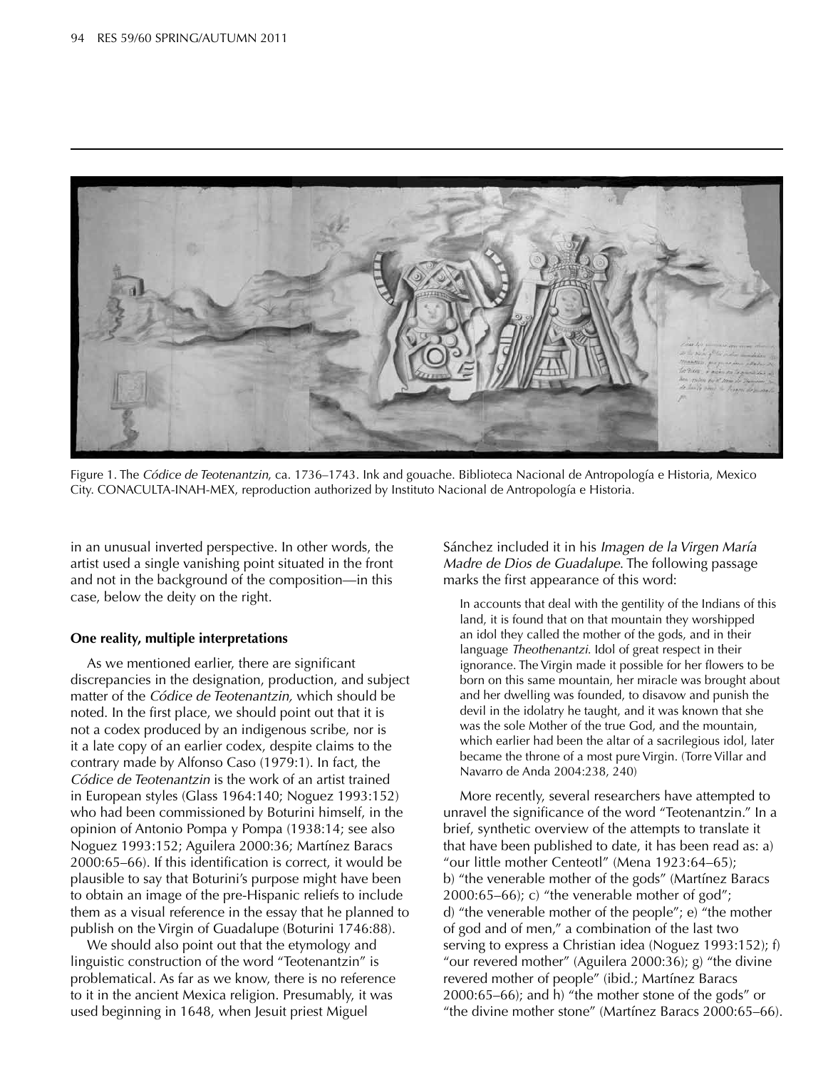Figure 1. The *Códice de Teotenantzin*, ca. 1736–1743. Ink and gouache. Biblioteca Nacional de Antropología e Historia, Mexico City. CONACULTA-INAH-MEX, reproduction authorized by Instituto Nacional de Antropología e Historia.

in an unusual inverted perspective. In other words, the artist used a single vanishing point situated in the front and not in the background of the composition—in this case, below the deity on the right.

### One reality, multiple interpretations

As we mentioned earlier, there are significant discrepancies in the designation, production, and subject matter of the *Códice de Teotenantzin,* which should be noted. In the first place, we should point out that it is not a codex produced by an indigenous scribe, nor is it a late copy of an earlier codex, despite claims to the contrary made by Alfonso Caso (1979:1). In fact, the *Códice de Teotenantzin* is the work of an artist trained in European styles (Glass 1964:140; Noguez 1993:152) who had been commissioned by Boturini himself, in the opinion of Antonio Pompa y Pompa (1938:14; see also Noguez 1993:152; Aguilera 2000:36; Martínez Baracs 2000:65–66). If this identification is correct, it would be plausible to say that Boturini's purpose might have been to obtain an image of the pre-Hispanic reliefs to include them as a visual reference in the essay that he planned to publish on the Virgin of Guadalupe (Boturini 1746:88).

We should also point out that the etymology and linguistic construction of the word "Teotenantzin" is problematical. As far as we know, there is no reference to it in the ancient Mexica religion. Presumably, it was used beginning in 1648, when Jesuit priest Miguel Sánchez included it in his *Imagen de la Virgen María Madre de Dios de Guadalupe*. The following passage marks the first appearance of this word:

> In accounts that deal with the gentility of the Indians of this land, it is found that on that mountain they worshipped an idol they called the mother of the gods, and in their language *Theothenantzi*. Idol of great respect in their ignorance. The Virgin made it possible for her flowers to be born on this same mountain, her miracle was brought about and her dwelling was founded, to disavow and punish the devil in the idolatry he taught, and it was known that she was the sole Mother of the true God, and the mountain, which earlier had been the altar of a sacrilegious idol, later became the throne of a most pure Virgin. (Torre Villar and Navarro de Anda 2004:238, 240)

More recently, several researchers have attempted to unravel the significance of the word "Teotenantzin." In a brief, synthetic overview of the attempts to translate it that have been published to date, it has been read as: a) "our little mother Centeotl" (Mena 1923:64–65); b) "the venerable mother of the gods" (Martínez Baracs 2000:65–66); c) "the venerable mother of god"; d) "the venerable mother of the people"; e) "the mother of god and of men," a combination of the last two serving to express a Christian idea (Noguez 1993:152); f) "our revered mother" (Aguilera 2000:36); g) "the divine revered mother of people" (ibid.; Martínez Baracs 2000:65–66); and h) "the mother stone of the gods" or "the divine mother stone" (Martínez Baracs 2000:65–66).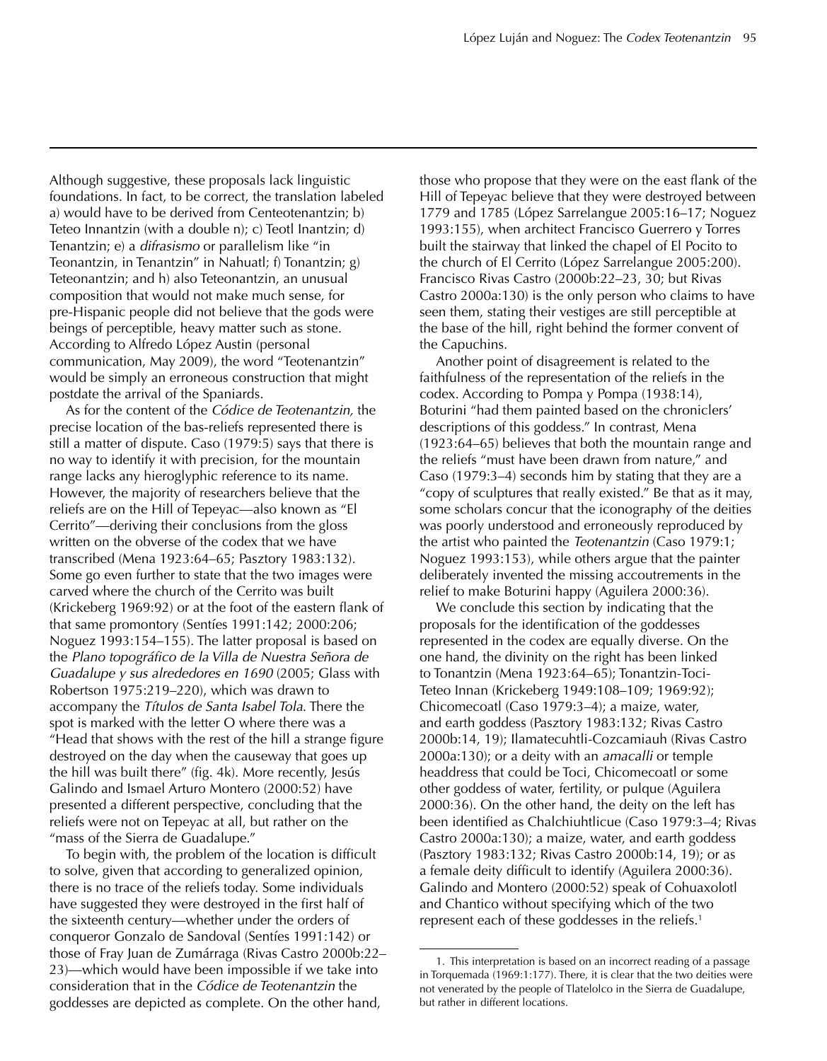Although suggestive, these proposals lack linguistic foundations. In fact, to be correct, the translation labeled a) would have to be derived from Centeotenantzin; b) Teteo Innantzin (with a double n); c) Teotl Inantzin; d) Tenantzin; e) a *difrasismo* or parallelism like "in Teonantzin, in Tenantzin" in Nahuatl; f) Tonantzin; g) Teteonantzin; and h) also Teteonantzin, an unusual composition that would not make much sense, for pre-Hispanic people did not believe that the gods were beings of perceptible, heavy matter such as stone. According to Alfredo López Austin (personal communication, May 2009), the word "Teotenantzin" would be simply an erroneous construction that might postdate the arrival of the Spaniards.

As for the content of the *Códice de Teotenantzin,* the precise location of the bas-reliefs represented there is still a matter of dispute. Caso (1979:5) says that there is no way to identify it with precision, for the mountain range lacks any hieroglyphic reference to its name. However, the majority of researchers believe that the reliefs are on the Hill of Tepeyac—also known as "El Cerrito"—deriving their conclusions from the gloss written on the obverse of the codex that we have transcribed (Mena 1923:64–65; Pasztory 1983:132). Some go even further to state that the two images were carved where the church of the Cerrito was built (Krickeberg 1969:92) or at the foot of the eastern flank of that same promontory (Sentíes 1991:142; 2000:206; Noguez 1993:154–155). The latter proposal is based on the *Plano topográfico de la Villa de Nuestra Señora de Guadalupe y sus alrededores en 1690* (2005; Glass with Robertson 1975:219–220), which was drawn to accompany the *Títulos de Santa Isabel Tola*. There the spot is marked with the letter O where there was a "Head that shows with the rest of the hill a strange figure destroyed on the day when the causeway that goes up the hill was built there" (fig. 4k). More recently, Jesús Galindo and Ismael Arturo Montero (2000:52) have presented a different perspective, concluding that the reliefs were not on Tepeyac at all, but rather on the "mass of the Sierra de Guadalupe."

To begin with, the problem of the location is difficult to solve, given that according to generalized opinion, there is no trace of the reliefs today. Some individuals have suggested they were destroyed in the first half of the sixteenth century—whether under the orders of conqueror Gonzalo de Sandoval (Sentíes 1991:142) or those of Fray Juan de Zumárraga (Rivas Castro 2000b:22–23)—which would have been impossible if we take into consideration that in the *Códice de Teotenantzin* the goddesses are depicted as complete. On the other hand, those who propose that they were on the east flank of the Hill of Tepeyac believe that they were destroyed between 1779 and 1785 (López Sarrelangue 2005:16–17; Noguez 1993:155), when architect Francisco Guerrero y Torres built the stairway that linked the chapel of El Pocito to the church of El Cerrito (López Sarrelangue 2005:200). Francisco Rivas Castro (2000b:22–23, 30; but Rivas Castro 2000a:130) is the only person who claims to have seen them, stating their vestiges are still perceptible at the base of the hill, right behind the former convent of the Capuchins.

Another point of disagreement is related to the faithfulness of the representation of the reliefs in the codex. According to Pompa y Pompa (1938:14), Boturini "had them painted based on the chroniclers' descriptions of this goddess." In contrast, Mena (1923:64–65) believes that both the mountain range and the reliefs "must have been drawn from nature," and Caso (1979:3–4) seconds him by stating that they are a "copy of sculptures that really existed." Be that as it may, some scholars concur that the iconography of the deities was poorly understood and erroneously reproduced by the artist who painted the *Teotenantzin* (Caso 1979:1; Noguez 1993:153), while others argue that the painter deliberately invented the missing accoutrements in the relief to make Boturini happy (Aguilera 2000:36).

We conclude this section by indicating that the proposals for the identification of the goddesses represented in the codex are equally diverse. On the one hand, the divinity on the right has been linked to Tonantzin (Mena 1923:64–65); Tonantzin-Toci-Teteo Innan (Krickeberg 1949:108–109; 1969:92); Chicomecoatl (Caso 1979:3–4); a maize, water, and earth goddess (Pasztory 1983:132; Rivas Castro 2000b:14, 19); Ilamatecuhtli-Cozcamiauh (Rivas Castro 2000a:130); or a deity with an *amacalli* or temple headdress that could be Toci, Chicomecoatl or some other goddess of water, fertility, or pulque (Aguilera 2000:36). On the other hand, the deity on the left has been identified as Chalchiuhtlicue (Caso 1979:3–4; Rivas Castro 2000a:130); a maize, water, and earth goddess (Pasztory 1983:132; Rivas Castro 2000b:14, 19); or as a female deity difficult to identify (Aguilera 2000:36). Galindo and Montero (2000:52) speak of Cohuaxolotl and Chantico without specifying which of the two represent each of these goddesses in the reliefs.[1]

---

1. This interpretation is based on an incorrect reading of a passage in Torquemada (1969:1:177). There, it is clear that the two deities were not venerated by the people of Tlatelolco in the Sierra de Guadalupe, but rather in different locations.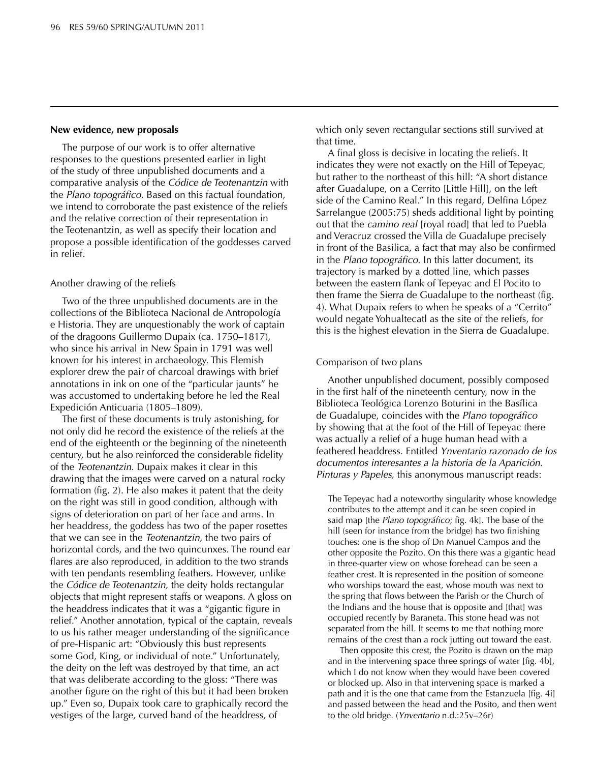**New evidence, new proposals**

The purpose of our work is to offer alternative responses to the questions presented earlier in light of the study of three unpublished documents and a comparative analysis of the *Códice de Teotenantzin* with the *Plano topográfico*. Based on this factual foundation, we intend to corroborate the past existence of the reliefs and the relative correction of their representation in the Teotenantzin, as well as specify their location and propose a possible identification of the goddesses carved in relief.

Another drawing of the reliefs

Two of the three unpublished documents are in the collections of the Biblioteca Nacional de Antropología e Historia. They are unquestionably the work of captain of the dragoons Guillermo Dupaix (ca. 1750–1817), who since his arrival in New Spain in 1791 was well known for his interest in archaeology. This Flemish explorer drew the pair of charcoal drawings with brief annotations in ink on one of the "particular jaunts" he was accustomed to undertaking before he led the Real Expedición Anticuaria (1805–1809).

The first of these documents is truly astonishing, for not only did he record the existence of the reliefs at the end of the eighteenth or the beginning of the nineteenth century, but he also reinforced the considerable fidelity of the *Teotenantzin*. Dupaix makes it clear in this drawing that the images were carved on a natural rocky formation (fig. 2). He also makes it patent that the deity on the right was still in good condition, although with signs of deterioration on part of her face and arms. In her headdress, the goddess has two of the paper rosettes that we can see in the *Teotenantzin,* the two pairs of horizontal cords, and the two quincunxes. The round ear flares are also reproduced, in addition to the two strands with ten pendants resembling feathers. However, unlike the *Códice de Teotenantzin,* the deity holds rectangular objects that might represent staffs or weapons. A gloss on the headdress indicates that it was a "gigantic figure in relief." Another annotation, typical of the captain, reveals to us his rather meager understanding of the significance of pre-Hispanic art: "Obviously this bust represents some God, King, or individual of note." Unfortunately, the deity on the left was destroyed by that time, an act that was deliberate according to the gloss: "There was another figure on the right of this but it had been broken up." Even so, Dupaix took care to graphically record the vestiges of the large, curved band of the headdress, of which only seven rectangular sections still survived at that time.

A final gloss is decisive in locating the reliefs. It indicates they were not exactly on the Hill of Tepeyac, but rather to the northeast of this hill: "A short distance after Guadalupe, on a Cerrito [Little Hill], on the left side of the Camino Real." In this regard, Delfina López Sarrelangue (2005:75) sheds additional light by pointing out that the *camino real* [royal road] that led to Puebla and Veracruz crossed the Villa de Guadalupe precisely in front of the Basilica, a fact that may also be confirmed in the *Plano topográfico*. In this latter document, its trajectory is marked by a dotted line, which passes between the eastern flank of Tepeyac and El Pocito to then frame the Sierra de Guadalupe to the northeast (fig. 4). What Dupaix refers to when he speaks of a "Cerrito" would negate Yohualtecatl as the site of the reliefs, for this is the highest elevation in the Sierra de Guadalupe.

Comparison of two plans

Another unpublished document, possibly composed in the first half of the nineteenth century, now in the Biblioteca Teológica Lorenzo Boturini in the Basílica de Guadalupe, coincides with the *Plano topográfico* by showing that at the foot of the Hill of Tepeyac there was actually a relief of a huge human head with a feathered headdress. Entitled *Ynventario razonado de los documentos interesantes a la historia de la Aparición. Pinturas y Papeles,* this anonymous manuscript reads:

> The Tepeyac had a noteworthy singularity whose knowledge contributes to the attempt and it can be seen copied in said map [the *Plano topográfico*; fig. 4k]. The base of the hill (seen for instance from the bridge) has two finishing touches: one is the shop of Dn Manuel Campos and the other opposite the Pozito. On this there was a gigantic head in three-quarter view on whose forehead can be seen a feather crest. It is represented in the position of someone who worships toward the east, whose mouth was next to the spring that flows between the Parish or the Church of the Indians and the house that is opposite and [that] was occupied recently by Baraneta. This stone head was not separated from the hill. It seems to me that nothing more remains of the crest than a rock jutting out toward the east.
>
> Then opposite this crest, the Pozito is drawn on the map and in the intervening space three springs of water [fig. 4b], which I do not know when they would have been covered or blocked up. Also in that intervening space is marked a path and it is the one that came from the Estanzuela [fig. 4i] and passed between the head and the Posito, and then went to the old bridge. (*Ynventario* n.d.:25v–26r)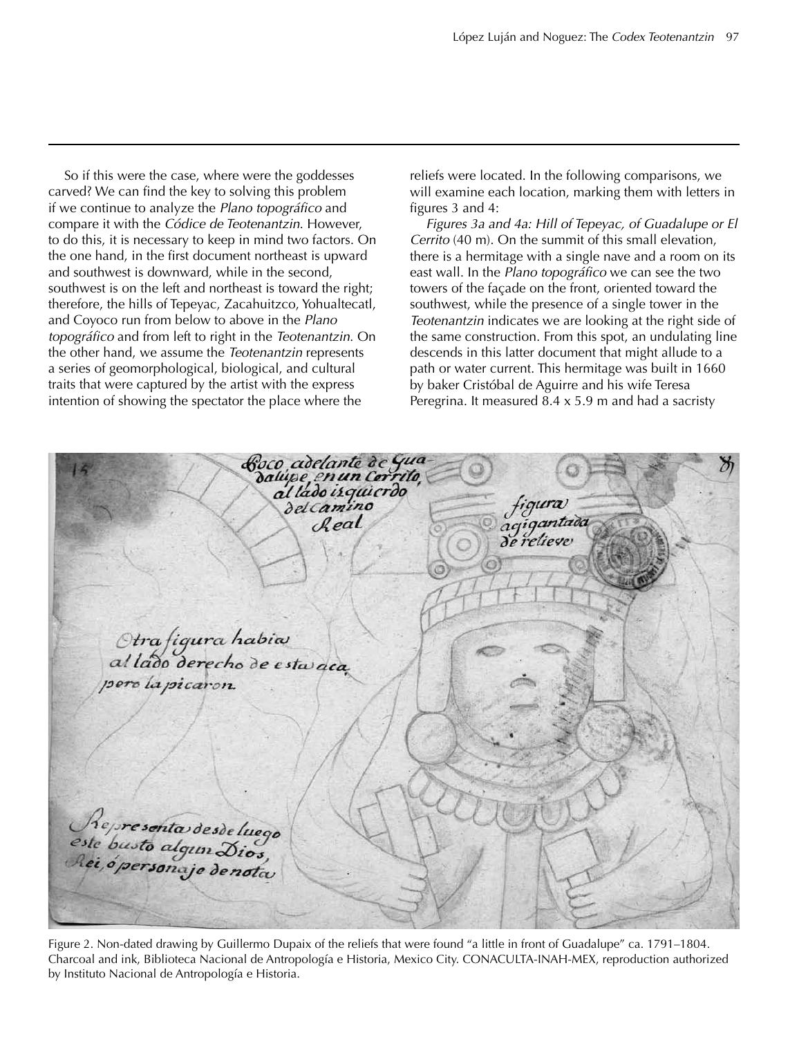So if this were the case, where were the goddesses carved? We can find the key to solving this problem if we continue to analyze the *Plano topográfico* and compare it with the *Códice de Teotenantzin*. However, to do this, it is necessary to keep in mind two factors. On the one hand, in the first document northeast is upward and southwest is downward, while in the second, southwest is on the left and northeast is toward the right; therefore, the hills of Tepeyac, Zacahuitzco, Yohualtecatl, and Coyoco run from below to above in the *Plano topográfico* and from left to right in the *Teotenantzin*. On the other hand, we assume the *Teotenantzin* represents a series of geomorphological, biological, and cultural traits that were captured by the artist with the express intention of showing the spectator the place where the reliefs were located. In the following comparisons, we will examine each location, marking them with letters in figures 3 and 4:

*Figures 3a and 4a: Hill of Tepeyac, of Guadalupe or El Cerrito* (40 m). On the summit of this small elevation, there is a hermitage with a single nave and a room on its east wall. In the *Plano topográfico* we can see the two towers of the façade on the front, oriented toward the southwest, while the presence of a single tower in the *Teotenantzin* indicates we are looking at the right side of the same construction. From this spot, an undulating line descends in this latter document that might allude to a path or water current. This hermitage was built in 1660 by baker Cristóbal de Aguirre and his wife Teresa Peregrina. It measured 8.4 x 5.9 m and had a sacristy

Figure 2. Non-dated drawing by Guillermo Dupaix of the reliefs that were found "a little in front of Guadalupe" ca. 1791–1804. Charcoal and ink, Biblioteca Nacional de Antropología e Historia, Mexico City. CONACULTA-INAH-MEX, reproduction authorized by Instituto Nacional de Antropología e Historia.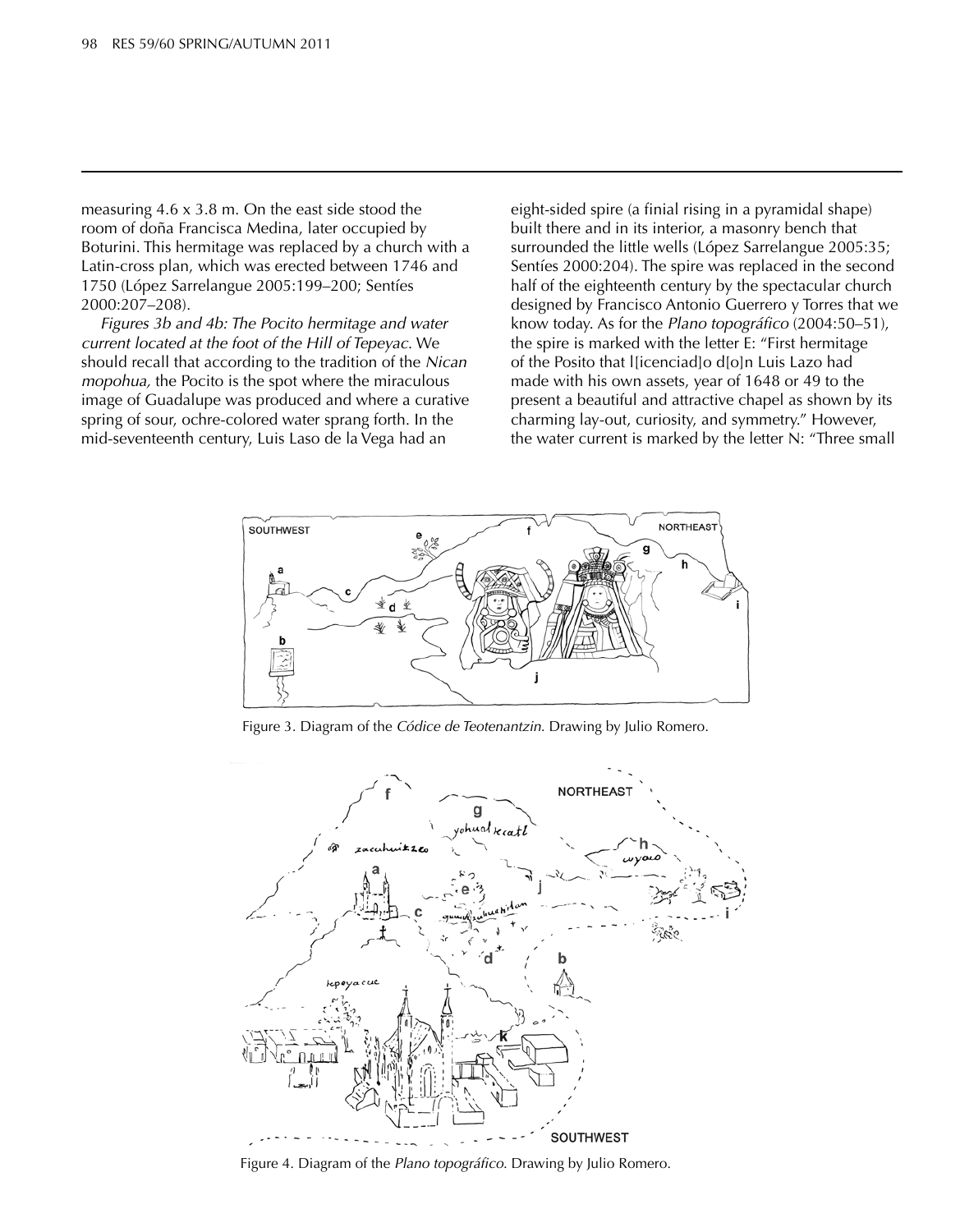measuring 4.6 x 3.8 m. On the east side stood the room of doña Francisca Medina, later occupied by Boturini. This hermitage was replaced by a church with a Latin-cross plan, which was erected between 1746 and 1750 (López Sarrelangue 2005:199–200; Sentíes 2000:207–208).

*Figures 3b and 4b: The Pocito hermitage and water current located at the foot of the Hill of Tepeyac.* We should recall that according to the tradition of the *Nican mopohua,* the Pocito is the spot where the miraculous image of Guadalupe was produced and where a curative spring of sour, ochre-colored water sprang forth. In the mid-seventeenth century, Luis Laso de la Vega had an eight-sided spire (a finial rising in a pyramidal shape) built there and in its interior, a masonry bench that surrounded the little wells (López Sarrelangue 2005:35; Sentíes 2000:204). The spire was replaced in the second half of the eighteenth century by the spectacular church designed by Francisco Antonio Guerrero y Torres that we know today. As for the *Plano topográfico* (2004:50–51), the spire is marked with the letter E: "First hermitage of the Posito that l[icenciad]o d[o]n Luis Lazo had made with his own assets, year of 1648 or 49 to the present a beautiful and attractive chapel as shown by its charming lay-out, curiosity, and symmetry." However, the water current is marked by the letter N: "Three small

Figure 3. Diagram of the *Códice de Teotenantzin*. Drawing by Julio Romero.

Figure 4. Diagram of the *Plano topográfico*. Drawing by Julio Romero.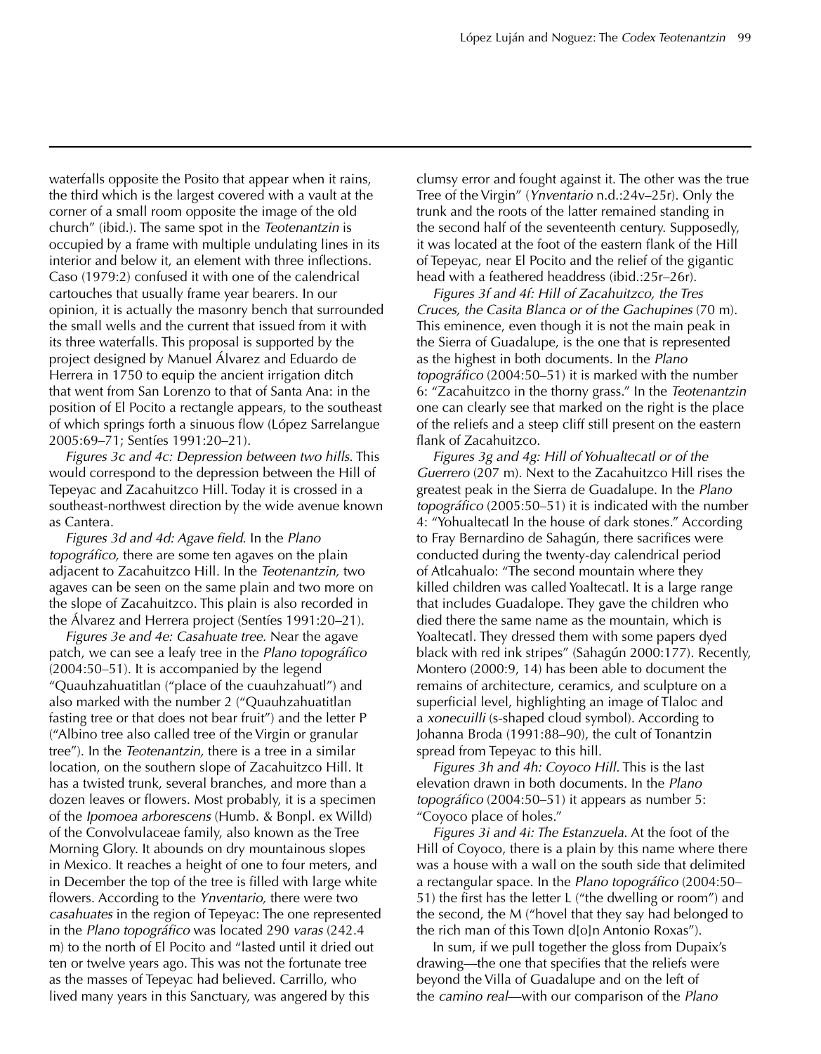waterfalls opposite the Posito that appear when it rains, the third which is the largest covered with a vault at the corner of a small room opposite the image of the old church" (ibid.). The same spot in the *Teotenantzin* is occupied by a frame with multiple undulating lines in its interior and below it, an element with three inflections. Caso (1979:2) confused it with one of the calendrical cartouches that usually frame year bearers. In our opinion, it is actually the masonry bench that surrounded the small wells and the current that issued from it with its three waterfalls. This proposal is supported by the project designed by Manuel Álvarez and Eduardo de Herrera in 1750 to equip the ancient irrigation ditch that went from San Lorenzo to that of Santa Ana: in the position of El Pocito a rectangle appears, to the southeast of which springs forth a sinuous flow (López Sarrelangue 2005:69–71; Sentíes 1991:20–21).

*Figures 3c and 4c: Depression between two hills*. This would correspond to the depression between the Hill of Tepeyac and Zacahuitzco Hill. Today it is crossed in a southeast-northwest direction by the wide avenue known as Cantera.

*Figures 3d and 4d: Agave field*. In the *Plano topográfico,* there are some ten agaves on the plain adjacent to Zacahuitzco Hill. In the *Teotenantzin,* two agaves can be seen on the same plain and two more on the slope of Zacahuitzco. This plain is also recorded in the Álvarez and Herrera project (Sentíes 1991:20–21).

*Figures 3e and 4e: Casahuate tree.* Near the agave patch, we can see a leafy tree in the *Plano topográfico* (2004:50–51). It is accompanied by the legend "Quauhzahuatitlan ("place of the cuauhzahuatl") and also marked with the number 2 ("Quauhzahuatitlan fasting tree or that does not bear fruit") and the letter P ("Albino tree also called tree of the Virgin or granular tree"). In the *Teotenantzin,* there is a tree in a similar location, on the southern slope of Zacahuitzco Hill. It has a twisted trunk, several branches, and more than a dozen leaves or flowers. Most probably, it is a specimen of the *Ipomoea arborescens* (Humb. & Bonpl. ex Willd) of the Convolvulaceae family, also known as the Tree Morning Glory. It abounds on dry mountainous slopes in Mexico. It reaches a height of one to four meters, and in December the top of the tree is filled with large white flowers. According to the *Ynventario,* there were two *casahuates* in the region of Tepeyac: The one represented in the *Plano topográfico* was located 290 *varas* (242.4 m) to the north of El Pocito and "lasted until it dried out ten or twelve years ago. This was not the fortunate tree as the masses of Tepeyac had believed. Carrillo, who lived many years in this Sanctuary, was angered by this clumsy error and fought against it. The other was the true Tree of the Virgin" (*Ynventario* n.d.:24v–25r). Only the trunk and the roots of the latter remained standing in the second half of the seventeenth century. Supposedly, it was located at the foot of the eastern flank of the Hill of Tepeyac, near El Pocito and the relief of the gigantic head with a feathered headdress (ibid.:25r–26r).

*Figures 3f and 4f: Hill of Zacahuitzco, the Tres Cruces, the Casita Blanca or of the Gachupines* (70 m). This eminence, even though it is not the main peak in the Sierra of Guadalupe, is the one that is represented as the highest in both documents. In the *Plano topográfico* (2004:50–51) it is marked with the number 6: "Zacahuitzco in the thorny grass." In the *Teotenantzin* one can clearly see that marked on the right is the place of the reliefs and a steep cliff still present on the eastern flank of Zacahuitzco.

*Figures 3g and 4g: Hill of Yohualtecatl or of the Guerrero* (207 m). Next to the Zacahuitzco Hill rises the greatest peak in the Sierra de Guadalupe. In the *Plano topográfico* (2005:50–51) it is indicated with the number 4: "Yohualtecatl In the house of dark stones." According to Fray Bernardino de Sahagún, there sacrifices were conducted during the twenty-day calendrical period of Atlcahualo: "The second mountain where they killed children was called Yoaltecatl. It is a large range that includes Guadalope. They gave the children who died there the same name as the mountain, which is Yoaltecatl. They dressed them with some papers dyed black with red ink stripes" (Sahagún 2000:177). Recently, Montero (2000:9, 14) has been able to document the remains of architecture, ceramics, and sculpture on a superficial level, highlighting an image of Tlaloc and a *xonecuilli* (s-shaped cloud symbol). According to Johanna Broda (1991:88–90), the cult of Tonantzin spread from Tepeyac to this hill.

*Figures 3h and 4h: Coyoco Hill.* This is the last elevation drawn in both documents. In the *Plano topográfico* (2004:50–51) it appears as number 5: "Coyoco place of holes."

*Figures 3i and 4i: The Estanzuela.* At the foot of the Hill of Coyoco, there is a plain by this name where there was a house with a wall on the south side that delimited a rectangular space. In the *Plano topográfico* (2004:50–51) the first has the letter L ("the dwelling or room") and the second, the M ("hovel that they say had belonged to the rich man of this Town d[o]n Antonio Roxas").

In sum, if we pull together the gloss from Dupaix's drawing—the one that specifies that the reliefs were beyond the Villa of Guadalupe and on the left of the *camino real*—with our comparison of the *Plano*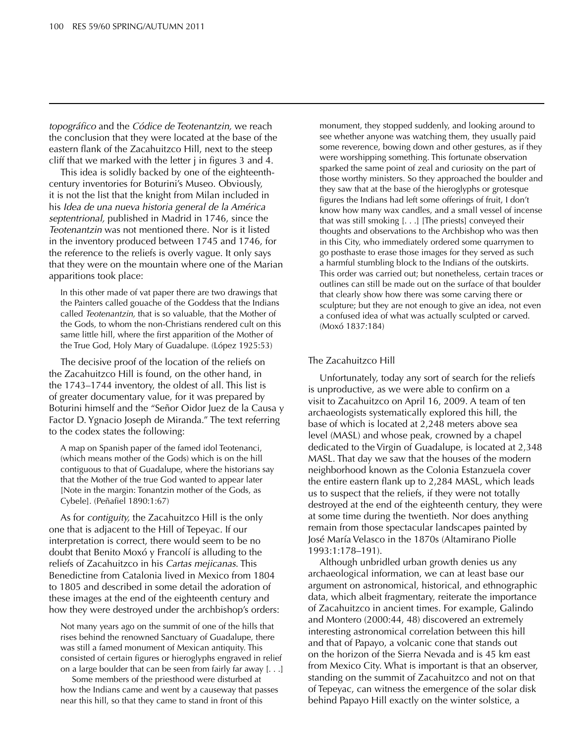*topográfico* and the *Códice de Teotenantzin,* we reach the conclusion that they were located at the base of the eastern flank of the Zacahuitzco Hill, next to the steep cliff that we marked with the letter j in figures 3 and 4.

This idea is solidly backed by one of the eighteenth-century inventories for Boturini's Museo. Obviously, it is not the list that the knight from Milan included in his *Idea de una nueva historia general de la América septentrional,* published in Madrid in 1746, since the *Teotenantzin* was not mentioned there. Nor is it listed in the inventory produced between 1745 and 1746, for the reference to the reliefs is overly vague. It only says that they were on the mountain where one of the Marian apparitions took place:

> In this other made of vat paper there are two drawings that the Painters called gouache of the Goddess that the Indians called *Teotenantzin,* that is so valuable, that the Mother of the Gods, to whom the non-Christians rendered cult on this same little hill, where the first apparition of the Mother of the True God, Holy Mary of Guadalupe. (López 1925:53)

The decisive proof of the location of the reliefs on the Zacahuitzco Hill is found, on the other hand, in the 1743–1744 inventory, the oldest of all. This list is of greater documentary value, for it was prepared by Boturini himself and the "Señor Oidor Juez de la Causa y Factor D. Ygnacio Joseph de Miranda." The text referring to the codex states the following:

> A map on Spanish paper of the famed idol Teotenanci, (which means mother of the Gods) which is on the hill contiguous to that of Guadalupe, where the historians say that the Mother of the true God wanted to appear later [Note in the margin: Tonantzin mother of the Gods, as Cybele]. (Peñafiel 1890:1:67)

As for *contiguity,* the Zacahuitzco Hill is the only one that is adjacent to the Hill of Tepeyac. If our interpretation is correct, there would seem to be no doubt that Benito Moxó y Francolí is alluding to the reliefs of Zacahuitzco in his *Cartas mejicanas*. This Benedictine from Catalonia lived in Mexico from 1804 to 1805 and described in some detail the adoration of these images at the end of the eighteenth century and how they were destroyed under the archbishop's orders:

> Not many years ago on the summit of one of the hills that rises behind the renowned Sanctuary of Guadalupe, there was still a famed monument of Mexican antiquity. This consisted of certain figures or hieroglyphs engraved in relief on a large boulder that can be seen from fairly far away [. . .]
>
> Some members of the priesthood were disturbed at how the Indians came and went by a causeway that passes near this hill, so that they came to stand in front of this monument, they stopped suddenly, and looking around to see whether anyone was watching them, they usually paid some reverence, bowing down and other gestures, as if they were worshipping something. This fortunate observation sparked the same point of zeal and curiosity on the part of those worthy ministers. So they approached the boulder and they saw that at the base of the hieroglyphs or grotesque figures the Indians had left some offerings of fruit, I don't know how many wax candles, and a small vessel of incense that was still smoking [. . .] [The priests] conveyed their thoughts and observations to the Archbishop who was then in this City, who immediately ordered some quarrymen to go posthaste to erase those images for they served as such a harmful stumbling block to the Indians of the outskirts. This order was carried out; but nonetheless, certain traces or outlines can still be made out on the surface of that boulder that clearly show how there was some carving there or sculpture; but they are not enough to give an idea, not even a confused idea of what was actually sculpted or carved. (Moxó 1837:184)

## The Zacahuitzco Hill

Unfortunately, today any sort of search for the reliefs is unproductive, as we were able to confirm on a visit to Zacahuitzco on April 16, 2009. A team of ten archaeologists systematically explored this hill, the base of which is located at 2,248 meters above sea level (MASL) and whose peak, crowned by a chapel dedicated to the Virgin of Guadalupe, is located at 2,348 MASL. That day we saw that the houses of the modern neighborhood known as the Colonia Estanzuela cover the entire eastern flank up to 2,284 MASL, which leads us to suspect that the reliefs, if they were not totally destroyed at the end of the eighteenth century, they were at some time during the twentieth. Nor does anything remain from those spectacular landscapes painted by José María Velasco in the 1870s (Altamirano Piolle 1993:1:178–191).

Although unbridled urban growth denies us any archaeological information, we can at least base our argument on astronomical, historical, and ethnographic data, which albeit fragmentary, reiterate the importance of Zacahuitzco in ancient times. For example, Galindo and Montero (2000:44, 48) discovered an extremely interesting astronomical correlation between this hill and that of Papayo, a volcanic cone that stands out on the horizon of the Sierra Nevada and is 45 km east from Mexico City. What is important is that an observer, standing on the summit of Zacahuitzco and not on that of Tepeyac, can witness the emergence of the solar disk behind Papayo Hill exactly on the winter solstice, a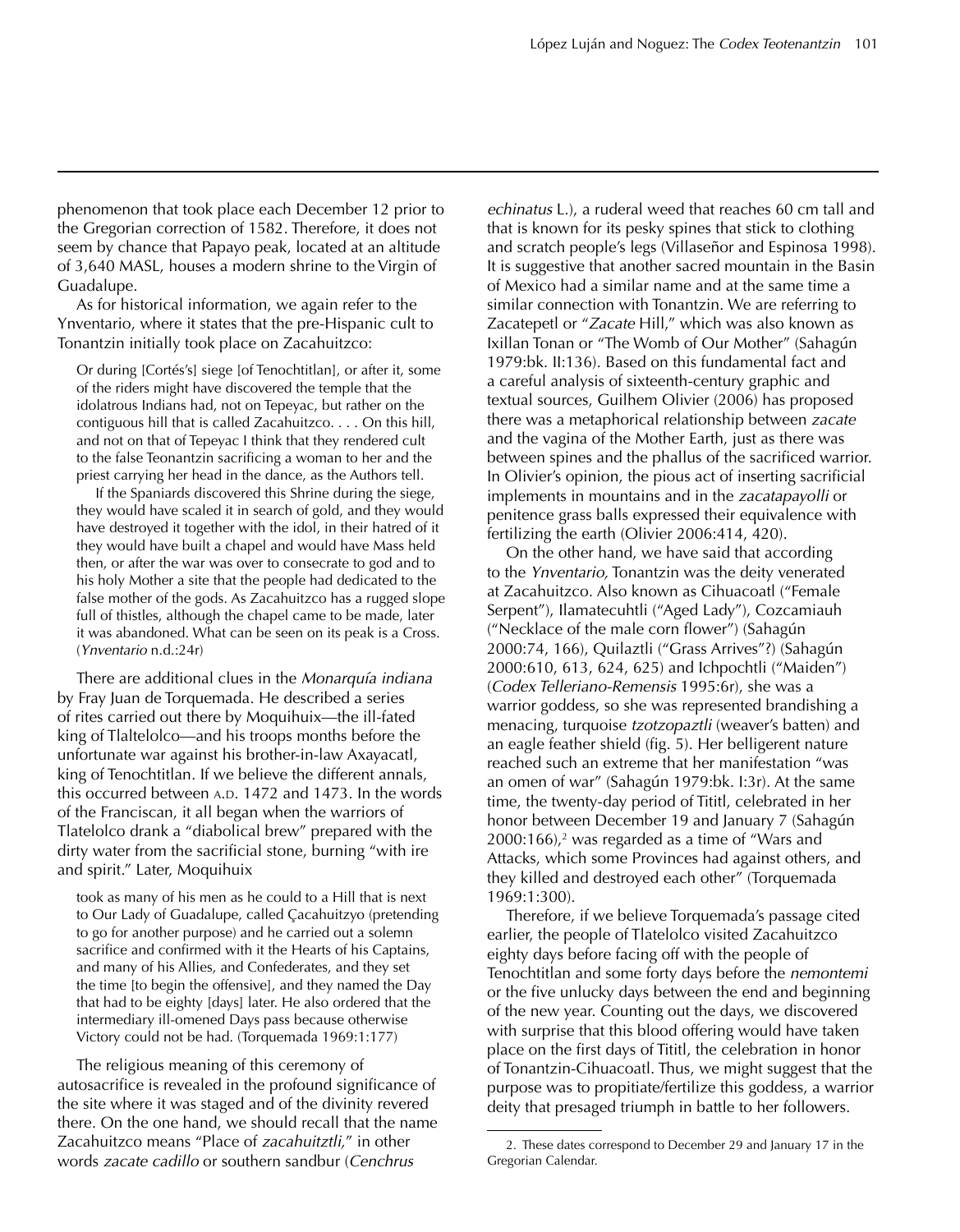phenomenon that took place each December 12 prior to the Gregorian correction of 1582. Therefore, it does not seem by chance that Papayo peak, located at an altitude of 3,640 MASL, houses a modern shrine to the Virgin of Guadalupe.

As for historical information, we again refer to the Ynventario, where it states that the pre-Hispanic cult to Tonantzin initially took place on Zacahuitzco:

> Or during [Cortés's] siege [of Tenochtitlan], or after it, some of the riders might have discovered the temple that the idolatrous Indians had, not on Tepeyac, but rather on the contiguous hill that is called Zacahuitzco. . . . On this hill, and not on that of Tepeyac I think that they rendered cult to the false Teonantzin sacrificing a woman to her and the priest carrying her head in the dance, as the Authors tell.
>
> If the Spaniards discovered this Shrine during the siege, they would have scaled it in search of gold, and they would have destroyed it together with the idol, in their hatred of it they would have built a chapel and would have Mass held then, or after the war was over to consecrate to god and to his holy Mother a site that the people had dedicated to the false mother of the gods. As Zacahuitzco has a rugged slope full of thistles, although the chapel came to be made, later it was abandoned. What can be seen on its peak is a Cross. (*Ynventario* n.d.:24r)

There are additional clues in the *Monarquía indiana* by Fray Juan de Torquemada. He described a series of rites carried out there by Moquihuix—the ill-fated king of Tlaltelolco—and his troops months before the unfortunate war against his brother-in-law Axayacatl, king of Tenochtitlan. If we believe the different annals, this occurred between A.D. 1472 and 1473. In the words of the Franciscan, it all began when the warriors of Tlatelolco drank a "diabolical brew" prepared with the dirty water from the sacrificial stone, burning "with ire and spirit." Later, Moquihuix

> took as many of his men as he could to a Hill that is next to Our Lady of Guadalupe, called Çacahuitzyo (pretending to go for another purpose) and he carried out a solemn sacrifice and confirmed with it the Hearts of his Captains, and many of his Allies, and Confederates, and they set the time [to begin the offensive], and they named the Day that had to be eighty [days] later. He also ordered that the intermediary ill-omened Days pass because otherwise Victory could not be had. (Torquemada 1969:1:177)

The religious meaning of this ceremony of autosacrifice is revealed in the profound significance of the site where it was staged and of the divinity revered there. On the one hand, we should recall that the name Zacahuitzco means "Place of *zacahuitztli*," in other words *zacate cadillo* or southern sandbur (*Cenchrus echinatus* L.), a ruderal weed that reaches 60 cm tall and that is known for its pesky spines that stick to clothing and scratch people's legs (Villaseñor and Espinosa 1998). It is suggestive that another sacred mountain in the Basin of Mexico had a similar name and at the same time a similar connection with Tonantzin. We are referring to Zacatepetl or "*Zacate* Hill," which was also known as Ixillan Tonan or "The Womb of Our Mother" (Sahagún 1979:bk. II:136). Based on this fundamental fact and a careful analysis of sixteenth-century graphic and textual sources, Guilhem Olivier (2006) has proposed there was a metaphorical relationship between *zacate* and the vagina of the Mother Earth, just as there was between spines and the phallus of the sacrificed warrior. In Olivier's opinion, the pious act of inserting sacrificial implements in mountains and in the *zacatapayolli* or penitence grass balls expressed their equivalence with fertilizing the earth (Olivier 2006:414, 420).

On the other hand, we have said that according to the *Ynventario,* Tonantzin was the deity venerated at Zacahuitzco. Also known as Cihuacoatl ("Female Serpent"), Ilamatecuhtli ("Aged Lady"), Cozcamiauh ("Necklace of the male corn flower") (Sahagún 2000:74, 166), Quilaztli ("Grass Arrives"?) (Sahagún 2000:610, 613, 624, 625) and Ichpochtli ("Maiden") (*Codex Telleriano-Remensis* 1995:6r), she was a warrior goddess, so she was represented brandishing a menacing, turquoise *tzotzopaztli* (weaver's batten) and an eagle feather shield (fig. 5). Her belligerent nature reached such an extreme that her manifestation "was an omen of war" (Sahagún 1979:bk. I:3r). At the same time, the twenty-day period of Tititl, celebrated in her honor between December 19 and January 7 (Sahagún 2000:166),[2] was regarded as a time of "Wars and Attacks, which some Provinces had against others, and they killed and destroyed each other" (Torquemada 1969:1:300).

Therefore, if we believe Torquemada's passage cited earlier, the people of Tlatelolco visited Zacahuitzco eighty days before facing off with the people of Tenochtitlan and some forty days before the *nemontemi* or the five unlucky days between the end and beginning of the new year. Counting out the days, we discovered with surprise that this blood offering would have taken place on the first days of Tititl, the celebration in honor of Tonantzin-Cihuacoatl. Thus, we might suggest that the purpose was to propitiate/fertilize this goddess, a warrior deity that presaged triumph in battle to her followers.

2. These dates correspond to December 29 and January 17 in the Gregorian Calendar.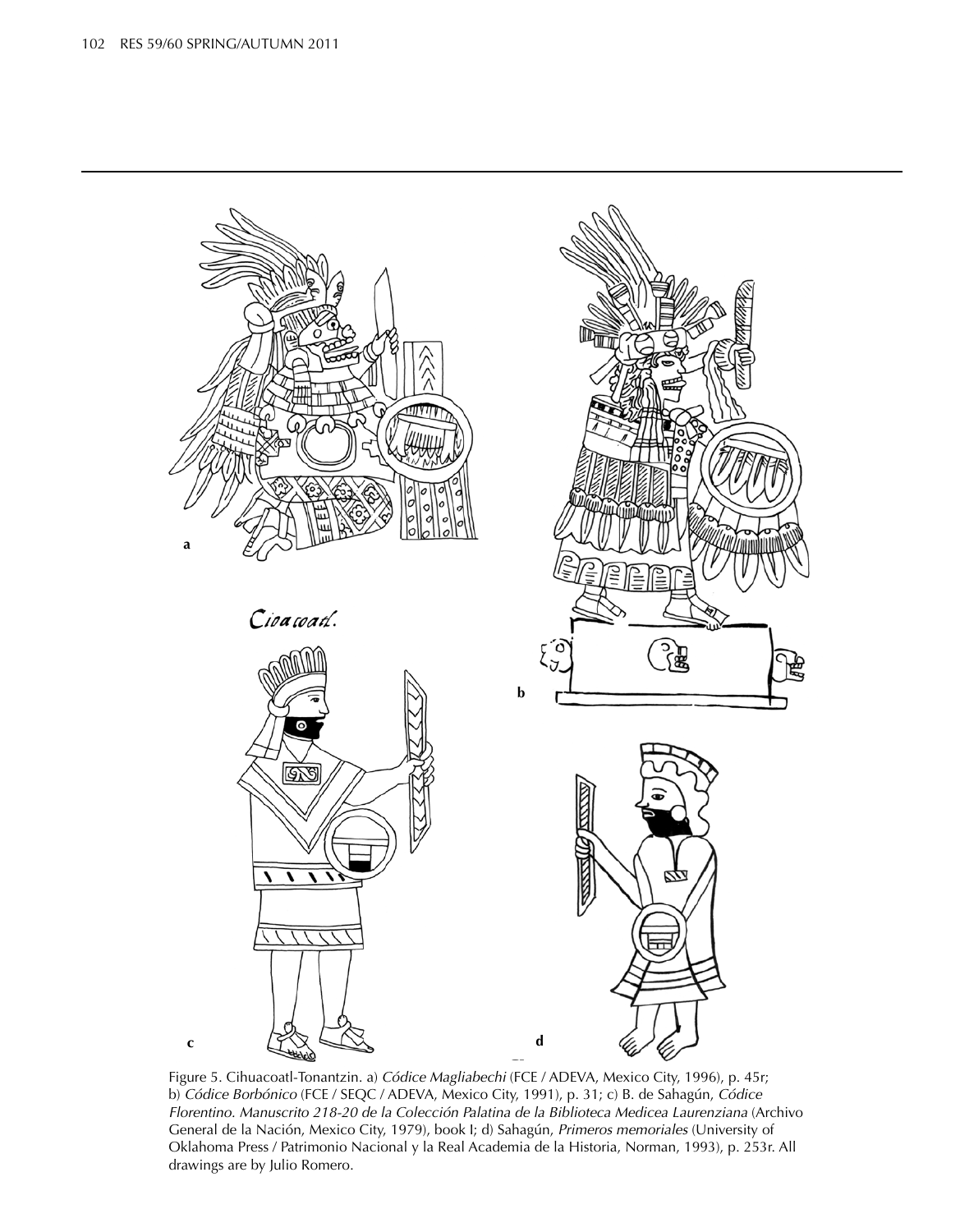Figure 5. Cihuacoatl-Tonantzin. a) *Códice Magliabechi* (FCE / ADEVA, Mexico City, 1996), p. 45r; b) *Códice Borbónico* (FCE / SEQC / ADEVA, Mexico City, 1991), p. 31; c) B. de Sahagún, *Códice Florentino. Manuscrito 218-20 de la Colección Palatina de la Biblioteca Medicea Laurenziana* (Archivo General de la Nación, Mexico City, 1979), book I; d) Sahagún, *Primeros memoriales* (University of Oklahoma Press / Patrimonio Nacional y la Real Academia de la Historia, Norman, 1993), p. 253r. All drawings are by Julio Romero.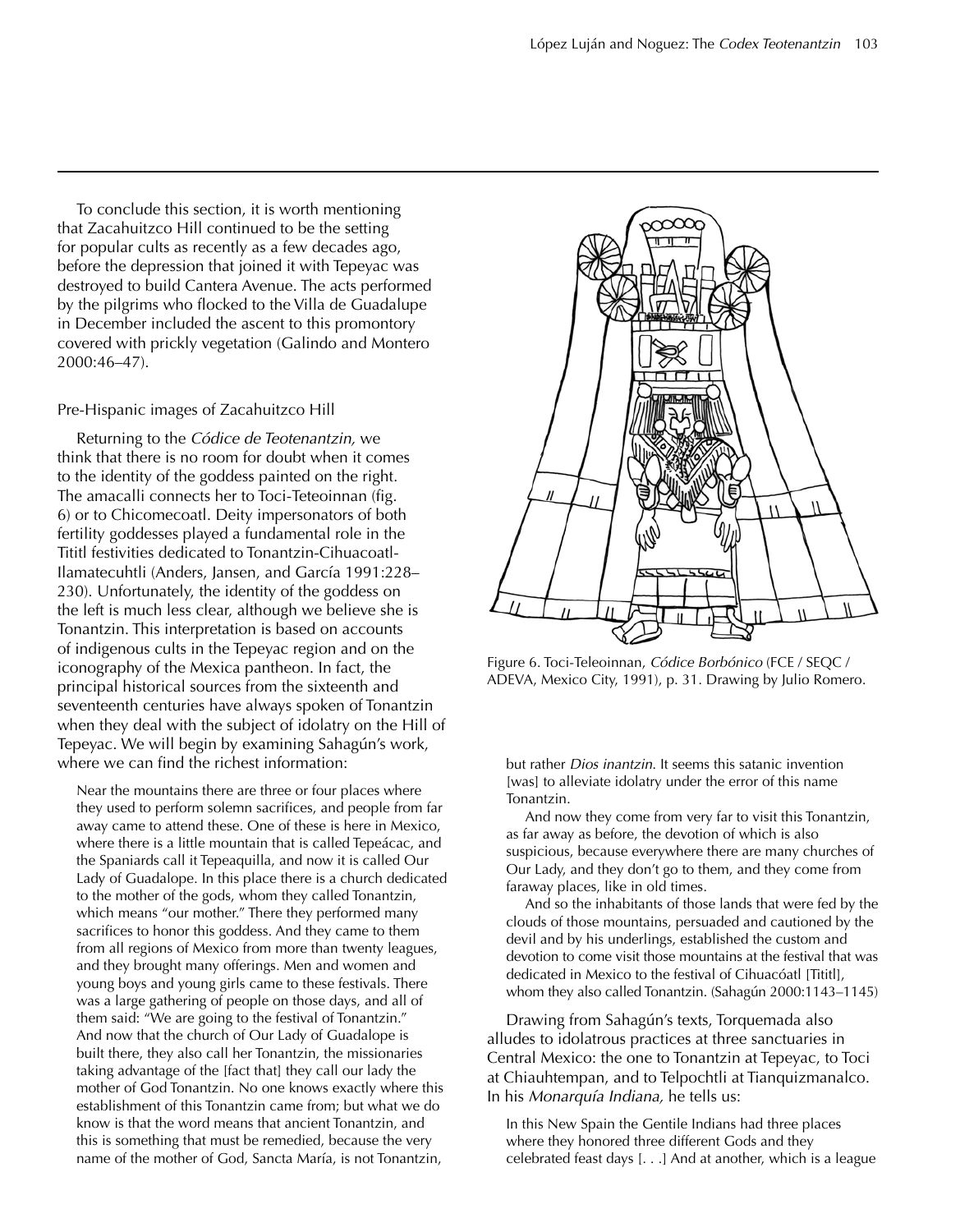To conclude this section, it is worth mentioning that Zacahuitzco Hill continued to be the setting for popular cults as recently as a few decades ago, before the depression that joined it with Tepeyac was destroyed to build Cantera Avenue. The acts performed by the pilgrims who flocked to the Villa de Guadalupe in December included the ascent to this promontory covered with prickly vegetation (Galindo and Montero 2000:46–47).

## Pre-Hispanic images of Zacahuitzco Hill

Returning to the *Códice de Teotenantzin,* we think that there is no room for doubt when it comes to the identity of the goddess painted on the right. The amacalli connects her to Toci-Teteoinnan (fig. 6) or to Chicomecoatl. Deity impersonators of both fertility goddesses played a fundamental role in the Tititl festivities dedicated to Tonantzin-Cihuacoatl-Ilamatecuhtli (Anders, Jansen, and García 1991:228–230). Unfortunately, the identity of the goddess on the left is much less clear, although we believe she is Tonantzin. This interpretation is based on accounts of indigenous cults in the Tepeyac region and on the iconography of the Mexica pantheon. In fact, the principal historical sources from the sixteenth and seventeenth centuries have always spoken of Tonantzin when they deal with the subject of idolatry on the Hill of Tepeyac. We will begin by examining Sahagún's work, where we can find the richest information:

> Near the mountains there are three or four places where they used to perform solemn sacrifices, and people from far away came to attend these. One of these is here in Mexico, where there is a little mountain that is called Tepeácac, and the Spaniards call it Tepeaquilla, and now it is called Our Lady of Guadalope. In this place there is a church dedicated to the mother of the gods, whom they called Tonantzin, which means "our mother." There they performed many sacrifices to honor this goddess. And they came to them from all regions of Mexico from more than twenty leagues, and they brought many offerings. Men and women and young boys and young girls came to these festivals. There was a large gathering of people on those days, and all of them said: "We are going to the festival of Tonantzin." And now that the church of Our Lady of Guadalope is built there, they also call her Tonantzin, the missionaries taking advantage of the [fact that] they call our lady the mother of God Tonantzin. No one knows exactly where this establishment of this Tonantzin came from; but what we do know is that the word means that ancient Tonantzin, and this is something that must be remedied, because the very name of the mother of God, Sancta María, is not Tonantzin, but rather *Dios inantzin*. It seems this satanic invention [was] to alleviate idolatry under the error of this name Tonantzin.
>
> And now they come from very far to visit this Tonantzin, as far away as before, the devotion of which is also suspicious, because everywhere there are many churches of Our Lady, and they don't go to them, and they come from faraway places, like in old times.
>
> And so the inhabitants of those lands that were fed by the clouds of those mountains, persuaded and cautioned by the devil and by his underlings, established the custom and devotion to come visit those mountains at the festival that was dedicated in Mexico to the festival of Cihuacóatl [Tititl], whom they also called Tonantzin. (Sahagún 2000:1143–1145)

Figure 6. Toci-Teleoinnan, *Códice Borbónico* (FCE / SEQC / ADEVA, Mexico City, 1991), p. 31. Drawing by Julio Romero.

Drawing from Sahagún's texts, Torquemada also alludes to idolatrous practices at three sanctuaries in Central Mexico: the one to Tonantzin at Tepeyac, to Toci at Chiauhtempan, and to Telpochtli at Tianquizmanalco. In his *Monarquía Indiana,* he tells us:

> In this New Spain the Gentile Indians had three places where they honored three different Gods and they celebrated feast days [. . .] And at another, which is a league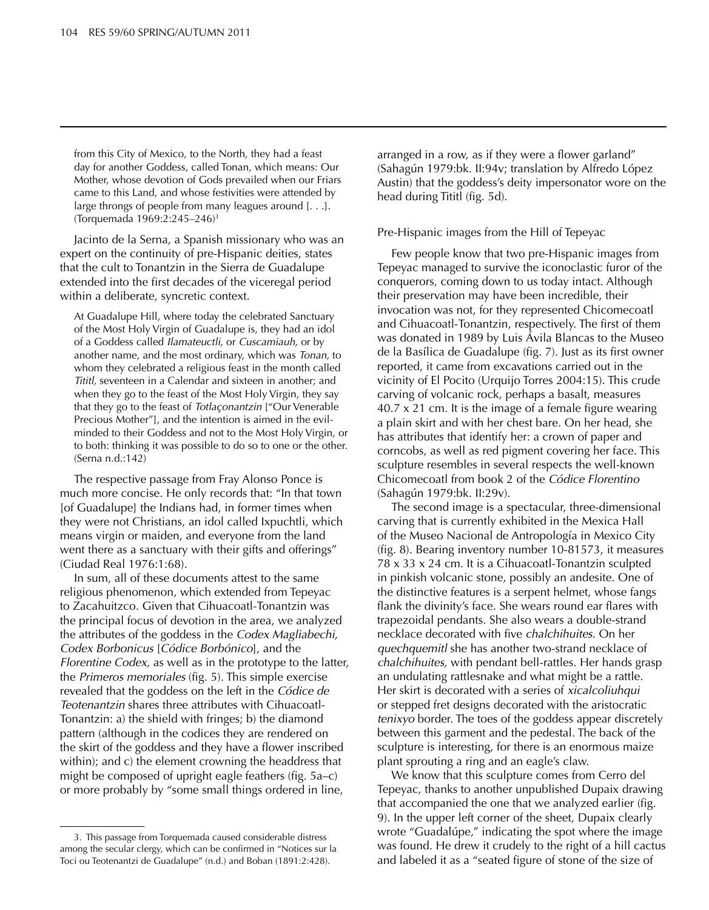from this City of Mexico, to the North, they had a feast day for another Goddess, called Tonan, which means: Our Mother, whose devotion of Gods prevailed when our Friars came to this Land, and whose festivities were attended by large throngs of people from many leagues around [. . .]. (Torquemada 1969:2:245–246)[3]

Jacinto de la Serna, a Spanish missionary who was an expert on the continuity of pre-Hispanic deities, states that the cult to Tonantzin in the Sierra de Guadalupe extended into the first decades of the viceregal period within a deliberate, syncretic context.

> At Guadalupe Hill, where today the celebrated Sanctuary of the Most Holy Virgin of Guadalupe is, they had an idol of a Goddess called *Ilamateuctli,* or *Cuscamiauh,* or by another name, and the most ordinary, which was *Tonan,* to whom they celebrated a religious feast in the month called *Tititl,* seventeen in a Calendar and sixteen in another; and when they go to the feast of the Most Holy Virgin, they say that they go to the feast of *Totlaçonantzin* ["Our Venerable Precious Mother"], and the intention is aimed in the evil-minded to their Goddess and not to the Most Holy Virgin, or to both: thinking it was possible to do so to one or the other. (Serna n.d.:142)

The respective passage from Fray Alonso Ponce is much more concise. He only records that: "In that town [of Guadalupe] the Indians had, in former times when they were not Christians, an idol called Ixpuchtli, which means virgin or maiden, and everyone from the land went there as a sanctuary with their gifts and offerings" (Ciudad Real 1976:1:68).

In sum, all of these documents attest to the same religious phenomenon, which extended from Tepeyac to Zacahuitzco. Given that Cihuacoatl-Tonantzin was the principal focus of devotion in the area, we analyzed the attributes of the goddess in the *Codex Magliabechi, Codex Borbonicus* [*Códice Borbónico*], and the *Florentine Codex,* as well as in the prototype to the latter, the *Primeros memoriales* (fig. 5). This simple exercise revealed that the goddess on the left in the *Códice de Teotenantzin* shares three attributes with Cihuacoatl-Tonantzin: a) the shield with fringes; b) the diamond pattern (although in the codices they are rendered on the skirt of the goddess and they have a flower inscribed within); and c) the element crowning the headdress that might be composed of upright eagle feathers (fig. 5a–c) or more probably by "some small things ordered in line, arranged in a row, as if they were a flower garland" (Sahagún 1979:bk. II:94v; translation by Alfredo López Austin) that the goddess's deity impersonator wore on the head during Tititl (fig. 5d).

## Pre-Hispanic images from the Hill of Tepeyac

Few people know that two pre-Hispanic images from Tepeyac managed to survive the iconoclastic furor of the conquerors, coming down to us today intact. Although their preservation may have been incredible, their invocation was not, for they represented Chicomecoatl and Cihuacoatl-Tonantzin, respectively. The first of them was donated in 1989 by Luis Ávila Blancas to the Museo de la Basílica de Guadalupe (fig. 7). Just as its first owner reported, it came from excavations carried out in the vicinity of El Pocito (Urquijo Torres 2004:15). This crude carving of volcanic rock, perhaps a basalt, measures 40.7 x 21 cm. It is the image of a female figure wearing a plain skirt and with her chest bare. On her head, she has attributes that identify her: a crown of paper and corncobs, as well as red pigment covering her face. This sculpture resembles in several respects the well-known Chicomecoatl from book 2 of the *Códice Florentino* (Sahagún 1979:bk. II:29v).

The second image is a spectacular, three-dimensional carving that is currently exhibited in the Mexica Hall of the Museo Nacional de Antropología in Mexico City (fig. 8). Bearing inventory number 10-81573, it measures 78 x 33 x 24 cm. It is a Cihuacoatl-Tonantzin sculpted in pinkish volcanic stone, possibly an andesite. One of the distinctive features is a serpent helmet, whose fangs flank the divinity's face. She wears round ear flares with trapezoidal pendants. She also wears a double-strand necklace decorated with five *chalchihuites*. On her *quechquemitl* she has another two-strand necklace of *chalchihuites,* with pendant bell-rattles. Her hands grasp an undulating rattlesnake and what might be a rattle. Her skirt is decorated with a series of *xicalcoliuhqui* or stepped fret designs decorated with the aristocratic *tenixyo* border. The toes of the goddess appear discretely between this garment and the pedestal. The back of the sculpture is interesting, for there is an enormous maize plant sprouting a ring and an eagle's claw.

We know that this sculpture comes from Cerro del Tepeyac, thanks to another unpublished Dupaix drawing that accompanied the one that we analyzed earlier (fig. 9). In the upper left corner of the sheet, Dupaix clearly wrote "Guadalúpe," indicating the spot where the image was found. He drew it crudely to the right of a hill cactus and labeled it as a "seated figure of stone of the size of

---

3. This passage from Torquemada caused considerable distress among the secular clergy, which can be confirmed in "Notices sur la Toci ou Teotenantzi de Guadalupe" (n.d.) and Boban (1891:2:428).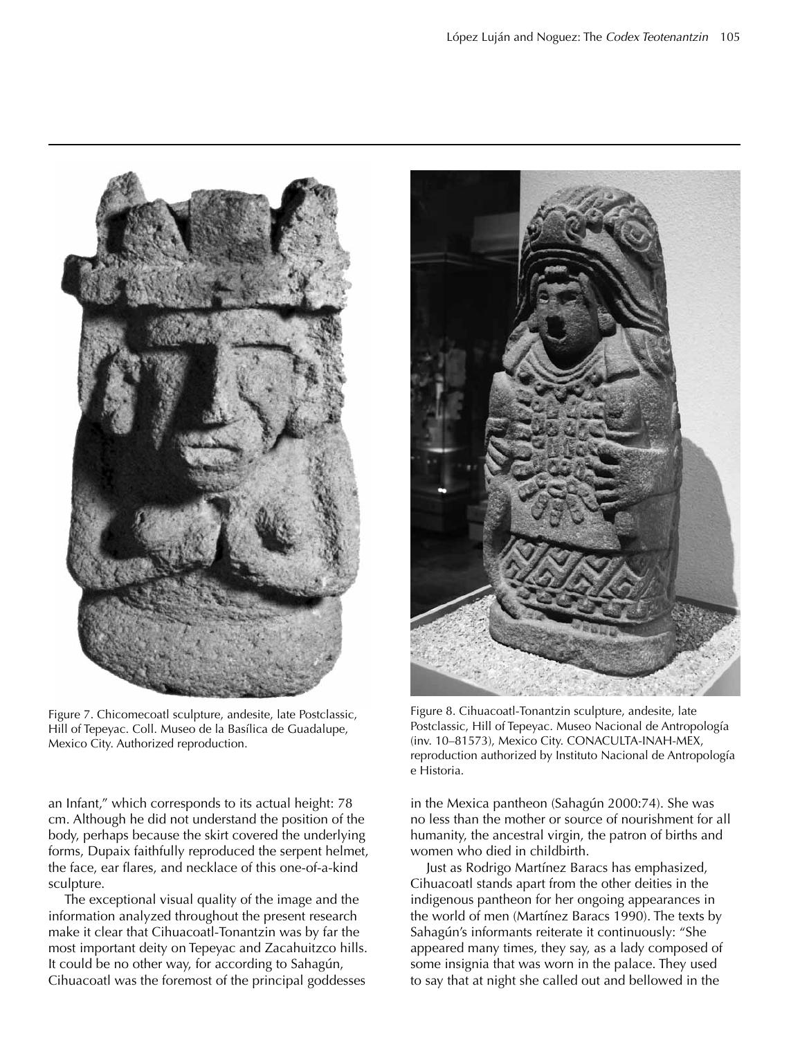Figure 7. Chicomecoatl sculpture, andesite, late Postclassic, Hill of Tepeyac. Coll. Museo de la Basílica de Guadalupe, Mexico City. Authorized reproduction.

Figure 8. Cihuacoatl-Tonantzin sculpture, andesite, late Postclassic, Hill of Tepeyac. Museo Nacional de Antropología (inv. 10–81573), Mexico City. CONACULTA-INAH-MEX, reproduction authorized by Instituto Nacional de Antropología e Historia.

an Infant," which corresponds to its actual height: 78 cm. Although he did not understand the position of the body, perhaps because the skirt covered the underlying forms, Dupaix faithfully reproduced the serpent helmet, the face, ear flares, and necklace of this one-of-a-kind sculpture.

The exceptional visual quality of the image and the information analyzed throughout the present research make it clear that Cihuacoatl-Tonantzin was by far the most important deity on Tepeyac and Zacahuitzco hills. It could be no other way, for according to Sahagún, Cihuacoatl was the foremost of the principal goddesses in the Mexica pantheon (Sahagún 2000:74). She was no less than the mother or source of nourishment for all humanity, the ancestral virgin, the patron of births and women who died in childbirth.

Just as Rodrigo Martínez Baracs has emphasized, Cihuacoatl stands apart from the other deities in the indigenous pantheon for her ongoing appearances in the world of men (Martínez Baracs 1990). The texts by Sahagún's informants reiterate it continuously: "She appeared many times, they say, as a lady composed of some insignia that was worn in the palace. They used to say that at night she called out and bellowed in the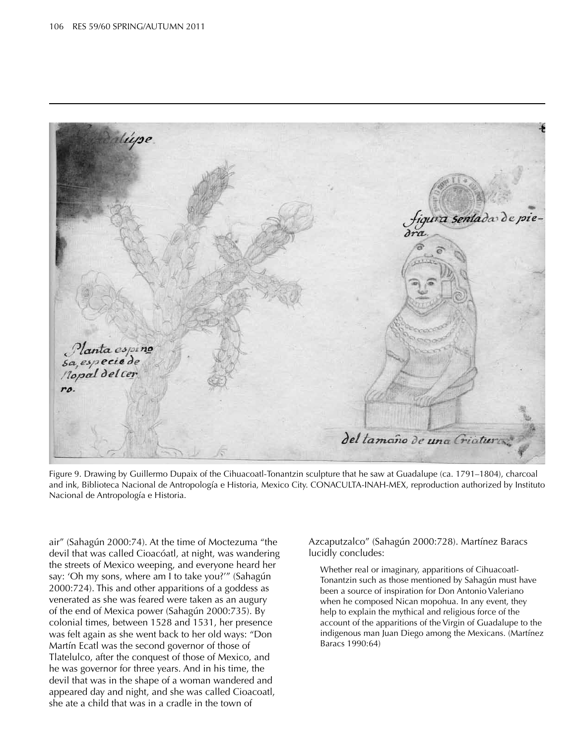Figure 9. Drawing by Guillermo Dupaix of the Cihuacoatl-Tonantzin sculpture that he saw at Guadalupe (ca. 1791–1804), charcoal and ink, Biblioteca Nacional de Antropología e Historia, Mexico City. CONACULTA-INAH-MEX, reproduction authorized by Instituto Nacional de Antropología e Historia.

air" (Sahagún 2000:74). At the time of Moctezuma "the devil that was called Cioacóatl, at night, was wandering the streets of Mexico weeping, and everyone heard her say: 'Oh my sons, where am I to take you?'" (Sahagún 2000:724). This and other apparitions of a goddess as venerated as she was feared were taken as an augury of the end of Mexica power (Sahagún 2000:735). By colonial times, between 1528 and 1531, her presence was felt again as she went back to her old ways: "Don Martín Ecatl was the second governor of those of Tlatelulco, after the conquest of those of Mexico, and he was governor for three years. And in his time, the devil that was in the shape of a woman wandered and appeared day and night, and she was called Cioacoatl, she ate a child that was in a cradle in the town of Azcaputzalco" (Sahagún 2000:728). Martínez Baracs lucidly concludes:

> Whether real or imaginary, apparitions of Cihuacoatl-Tonantzin such as those mentioned by Sahagún must have been a source of inspiration for Don Antonio Valeriano when he composed Nican mopohua. In any event, they help to explain the mythical and religious force of the account of the apparitions of the Virgin of Guadalupe to the indigenous man Juan Diego among the Mexicans. (Martínez Baracs 1990:64)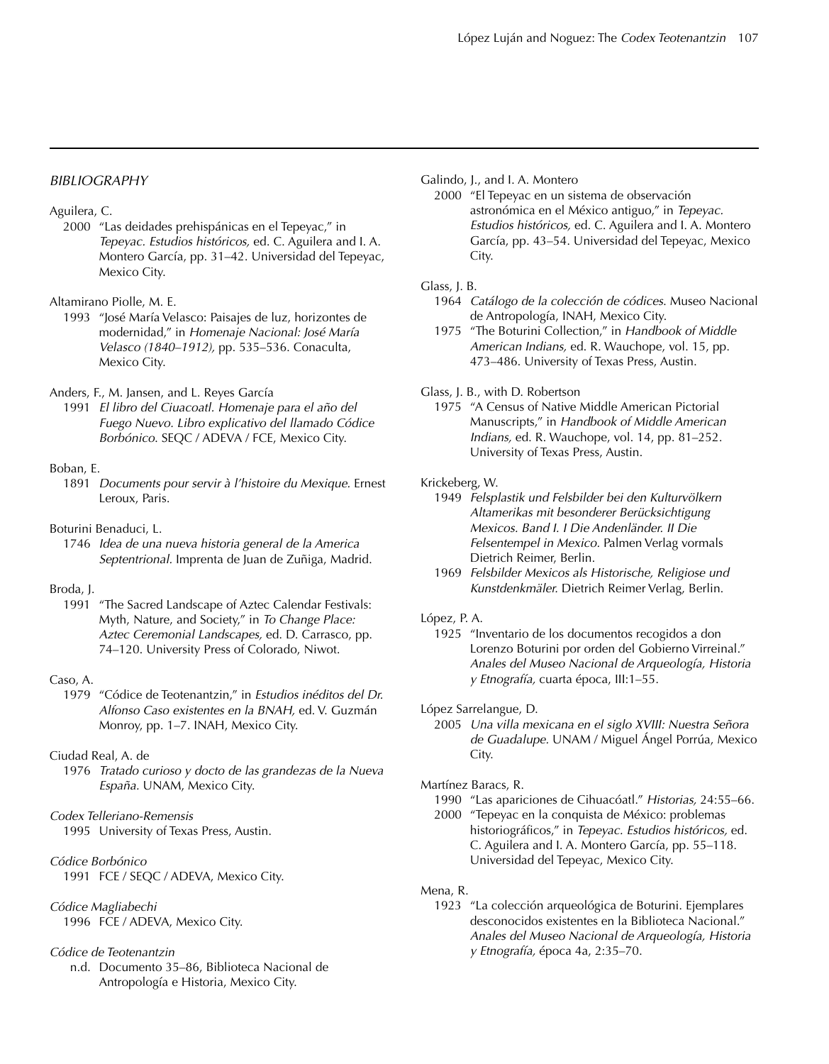## *BIBLIOGRAPHY*

Aguilera, C.

2000 "Las deidades prehispánicas en el Tepeyac," in *Tepeyac. Estudios históricos,* ed. C. Aguilera and I. A. Montero García, pp. 31–42. Universidad del Tepeyac, Mexico City.

Altamirano Piolle, M. E.

1993 "José María Velasco: Paisajes de luz, horizontes de modernidad," in *Homenaje Nacional: José María Velasco (1840–1912),* pp. 535–536. Conaculta, Mexico City.

Anders, F., M. Jansen, and L. Reyes García

1991 *El libro del Ciuacoatl. Homenaje para el año del Fuego Nuevo. Libro explicativo del llamado Códice Borbónico.* SEQC / ADEVA / FCE, Mexico City.

Boban, E.

1891 *Documents pour servir à l'histoire du Mexique.* Ernest Leroux, Paris.

Boturini Benaduci, L.

1746 *Idea de una nueva historia general de la America Septentrional.* Imprenta de Juan de Zuñiga, Madrid.

Broda, J.

1991 "The Sacred Landscape of Aztec Calendar Festivals: Myth, Nature, and Society," in *To Change Place: Aztec Ceremonial Landscapes,* ed. D. Carrasco, pp. 74–120. University Press of Colorado, Niwot.

Caso, A.

1979 "Códice de Teotenantzin," in *Estudios inéditos del Dr. Alfonso Caso existentes en la BNAH,* ed. V. Guzmán Monroy, pp. 1–7. INAH, Mexico City.

Ciudad Real, A. de

1976 *Tratado curioso y docto de las grandezas de la Nueva España.* UNAM, Mexico City.

*Codex Telleriano-Remensis*

1995 University of Texas Press, Austin.

*Códice Borbónico*

1991 FCE / SEQC / ADEVA, Mexico City.

*Códice Magliabechi*

1996 FCE / ADEVA, Mexico City.

*Códice de Teotenantzin*

n.d. Documento 35–86, Biblioteca Nacional de Antropología e Historia, Mexico City.

Galindo, J., and I. A. Montero

2000 "El Tepeyac en un sistema de observación astronómica en el México antiguo," in *Tepeyac. Estudios históricos,* ed. C. Aguilera and I. A. Montero García, pp. 43–54. Universidad del Tepeyac, Mexico City.

Glass, J. B.

1964 *Catálogo de la colección de códices.* Museo Nacional de Antropología, INAH, Mexico City.

1975 "The Boturini Collection," in *Handbook of Middle American Indians,* ed. R. Wauchope, vol. 15, pp. 473–486. University of Texas Press, Austin.

Glass, J. B., with D. Robertson

1975 "A Census of Native Middle American Pictorial Manuscripts," in *Handbook of Middle American Indians,* ed. R. Wauchope, vol. 14, pp. 81–252. University of Texas Press, Austin.

Krickeberg, W.

1949 *Felsplastik und Felsbilder bei den Kulturvölkern Altamerikas mit besonderer Berücksichtigung Mexicos. Band I. I Die Andenländer. II Die Felsentempel in Mexico.* Palmen Verlag vormals Dietrich Reimer, Berlin.

1969 *Felsbilder Mexicos als Historische, Religiose und Kunstdenkmäler.* Dietrich Reimer Verlag, Berlin.

López, P. A.

1925 "Inventario de los documentos recogidos a don Lorenzo Boturini por orden del Gobierno Virreinal." *Anales del Museo Nacional de Arqueología, Historia y Etnografía,* cuarta época, III:1–55.

López Sarrelangue, D.

2005 *Una villa mexicana en el siglo XVIII: Nuestra Señora de Guadalupe.* UNAM / Miguel Ángel Porrúa, Mexico City.

Martínez Baracs, R.

1990 "Las apariciones de Cihuacóatl." *Historias,* 24:55–66.

2000 "Tepeyac en la conquista de México: problemas historiográficos," in *Tepeyac. Estudios históricos,* ed. C. Aguilera and I. A. Montero García, pp. 55–118. Universidad del Tepeyac, Mexico City.

Mena, R.

1923 "La colección arqueológica de Boturini. Ejemplares desconocidos existentes en la Biblioteca Nacional." *Anales del Museo Nacional de Arqueología, Historia y Etnografía,* época 4a, 2:35–70.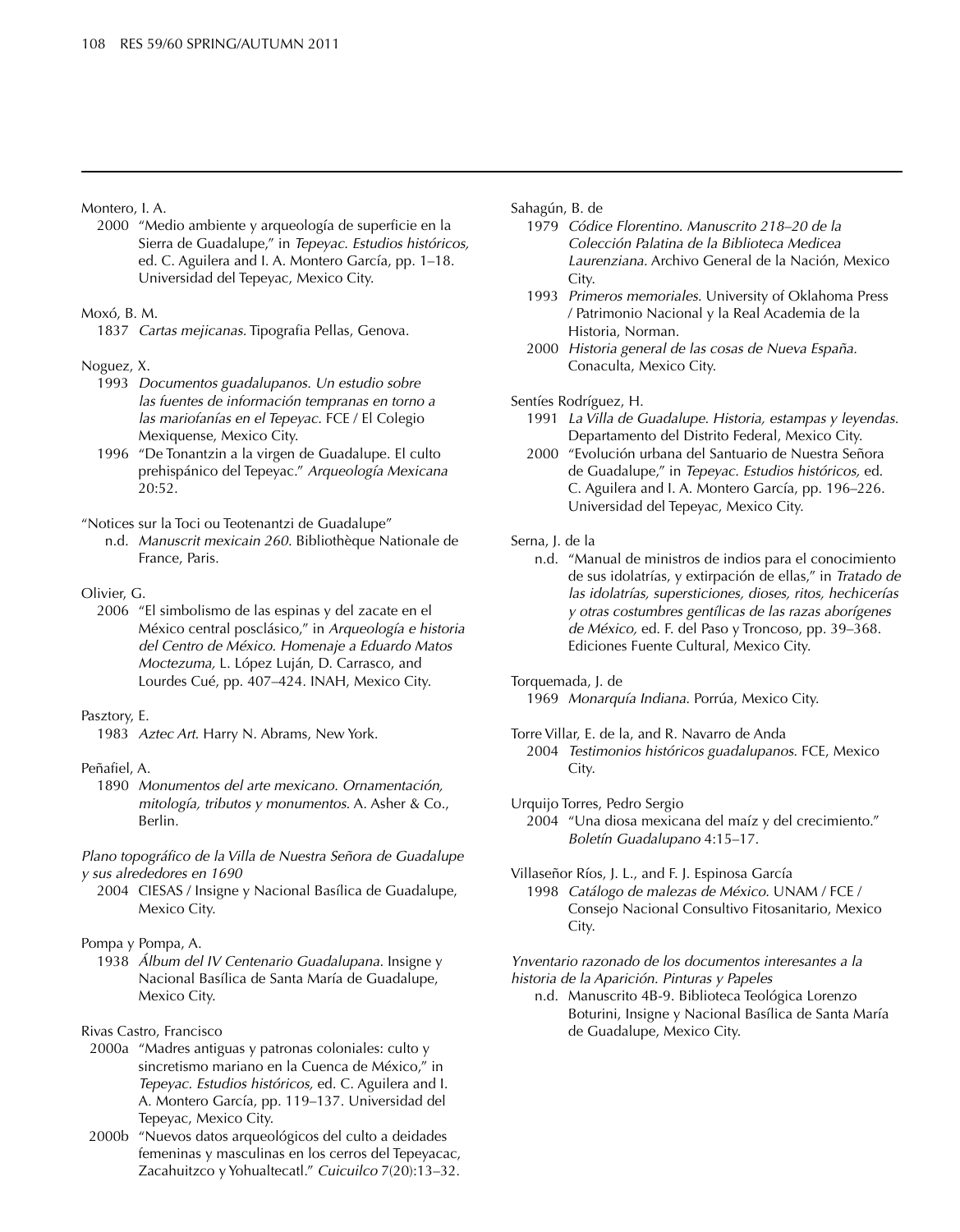Montero, I. A.

2000 "Medio ambiente y arqueología de superficie en la Sierra de Guadalupe," in *Tepeyac. Estudios históricos,* ed. C. Aguilera and I. A. Montero García, pp. 1–18. Universidad del Tepeyac, Mexico City.

Moxó, B. M.

1837 *Cartas mejicanas*. Tipografia Pellas, Genova.

Noguez, X.

1993 *Documentos guadalupanos. Un estudio sobre las fuentes de información tempranas en torno a las mariofanías en el Tepeyac.* FCE / El Colegio Mexiquense, Mexico City.

1996 "De Tonantzin a la virgen de Guadalupe. El culto prehispánico del Tepeyac." *Arqueología Mexicana* 20:52.

"Notices sur la Toci ou Teotenantzi de Guadalupe"

n.d. *Manuscrit mexicain 260.* Bibliothèque Nationale de France, Paris.

Olivier, G.

2006 "El simbolismo de las espinas y del zacate en el México central posclásico," in *Arqueología e historia del Centro de México. Homenaje a Eduardo Matos Moctezuma,* L. López Luján, D. Carrasco, and Lourdes Cué, pp. 407–424. INAH, Mexico City.

Pasztory, E.

1983 *Aztec Art.* Harry N. Abrams, New York.

Peñafiel, A.

1890 *Monumentos del arte mexicano. Ornamentación, mitología, tributos y monumentos*. A. Asher & Co., Berlin.

*Plano topográfico de la Villa de Nuestra Señora de Guadalupe y sus alrededores en 1690*

2004 CIESAS / Insigne y Nacional Basílica de Guadalupe, Mexico City.

Pompa y Pompa, A.

1938 *Álbum del IV Centenario Guadalupana*. Insigne y Nacional Basílica de Santa María de Guadalupe, Mexico City.

Rivas Castro, Francisco

2000a "Madres antiguas y patronas coloniales: culto y sincretismo mariano en la Cuenca de México," in *Tepeyac. Estudios históricos,* ed. C. Aguilera and I. A. Montero García, pp. 119–137. Universidad del Tepeyac, Mexico City.

2000b "Nuevos datos arqueológicos del culto a deidades femeninas y masculinas en los cerros del Tepeyacac, Zacahuitzco y Yohualtecatl." *Cuicuilco* 7(20):13–32.

Sahagún, B. de

1979 *Códice Florentino. Manuscrito 218–20 de la Colección Palatina de la Biblioteca Medicea Laurenziana*. Archivo General de la Nación, Mexico City.

1993 *Primeros memoriales.* University of Oklahoma Press / Patrimonio Nacional y la Real Academia de la Historia, Norman.

2000 *Historia general de las cosas de Nueva España.* Conaculta, Mexico City.

Sentíes Rodríguez, H.

1991 *La Villa de Guadalupe. Historia, estampas y leyendas.* Departamento del Distrito Federal, Mexico City.

2000 "Evolución urbana del Santuario de Nuestra Señora de Guadalupe," in *Tepeyac. Estudios históricos,* ed. C. Aguilera and I. A. Montero García, pp. 196–226. Universidad del Tepeyac, Mexico City.

Serna, J. de la

n.d. "Manual de ministros de indios para el conocimiento de sus idolatrías, y extirpación de ellas," in *Tratado de las idolatrías, supersticiones, dioses, ritos, hechicerías y otras costumbres gentílicas de las razas aborígenes de México,* ed. F. del Paso y Troncoso, pp. 39–368. Ediciones Fuente Cultural, Mexico City.

Torquemada, J. de

1969 *Monarquía Indiana*. Porrúa, Mexico City.

Torre Villar, E. de la, and R. Navarro de Anda

2004 *Testimonios históricos guadalupanos*. FCE, Mexico City.

Urquijo Torres, Pedro Sergio

2004 "Una diosa mexicana del maíz y del crecimiento." *Boletín Guadalupano* 4:15–17.

Villaseñor Ríos, J. L., and F. J. Espinosa García

1998 *Catálogo de malezas de México.* UNAM / FCE / Consejo Nacional Consultivo Fitosanitario, Mexico City.

*Ynventario razonado de los documentos interesantes a la historia de la Aparición. Pinturas y Papeles*

n.d. Manuscrito 4B-9. Biblioteca Teológica Lorenzo Boturini, Insigne y Nacional Basílica de Santa María de Guadalupe, Mexico City.